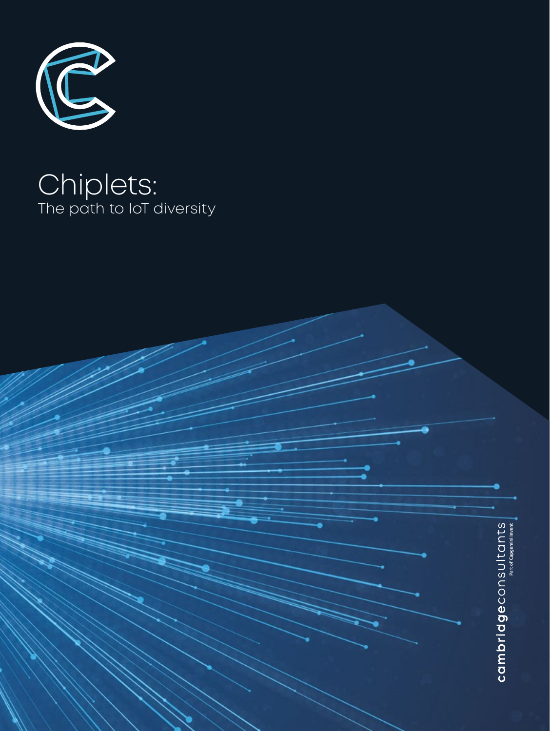# Chiplets:

The path to IoT diversity

cambridgeconsultants

Part of Capgemini Invent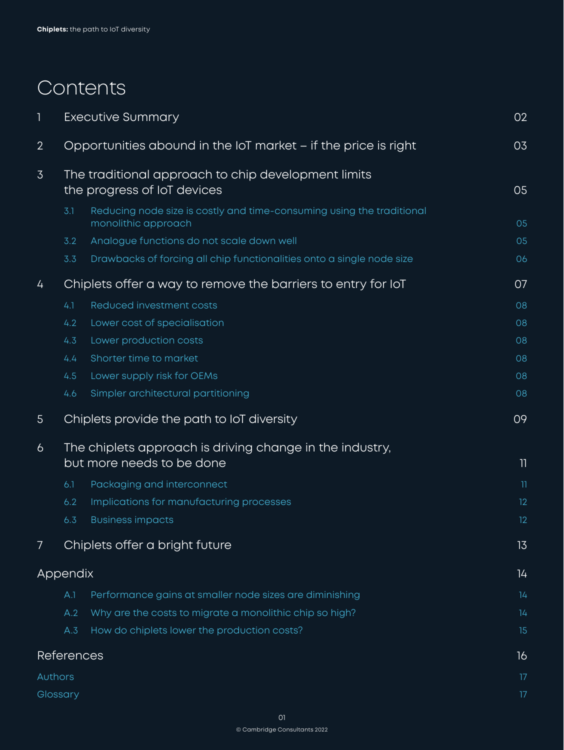# Contents

| | | |
|---|---|---|
| 1 | Executive Summary | 02 |
| 2 | Opportunities abound in the IoT market – if the price is right | 03 |
| 3 | The traditional approach to chip development limits the progress of IoT devices | 05 |
| 3.1 | Reducing node size is costly and time-consuming using the traditional monolithic approach | 05 |
| 3.2 | Analogue functions do not scale down well | 05 |
| 3.3 | Drawbacks of forcing all chip functionalities onto a single node size | 06 |
| 4 | Chiplets offer a way to remove the barriers to entry for IoT | 07 |
| 4.1 | Reduced investment costs | 08 |
| 4.2 | Lower cost of specialisation | 08 |
| 4.3 | Lower production costs | 08 |
| 4.4 | Shorter time to market | 08 |
| 4.5 | Lower supply risk for OEMs | 08 |
| 4.6 | Simpler architectural partitioning | 08 |
| 5 | Chiplets provide the path to IoT diversity | 09 |
| 6 | The chiplets approach is driving change in the industry, but more needs to be done | 11 |
| 6.1 | Packaging and interconnect | 11 |
| 6.2 | Implications for manufacturing processes | 12 |
| 6.3 | Business impacts | 12 |
| 7 | Chiplets offer a bright future | 13 |
| Appendix | | 14 |
| A.1 | Performance gains at smaller node sizes are diminishing | 14 |
| A.2 | Why are the costs to migrate a monolithic chip so high? | 14 |
| A.3 | How do chiplets lower the production costs? | 15 |
| References | | 16 |
| Authors | | 17 |
| Glossary | | 17 |

© Cambridge Consultants 2022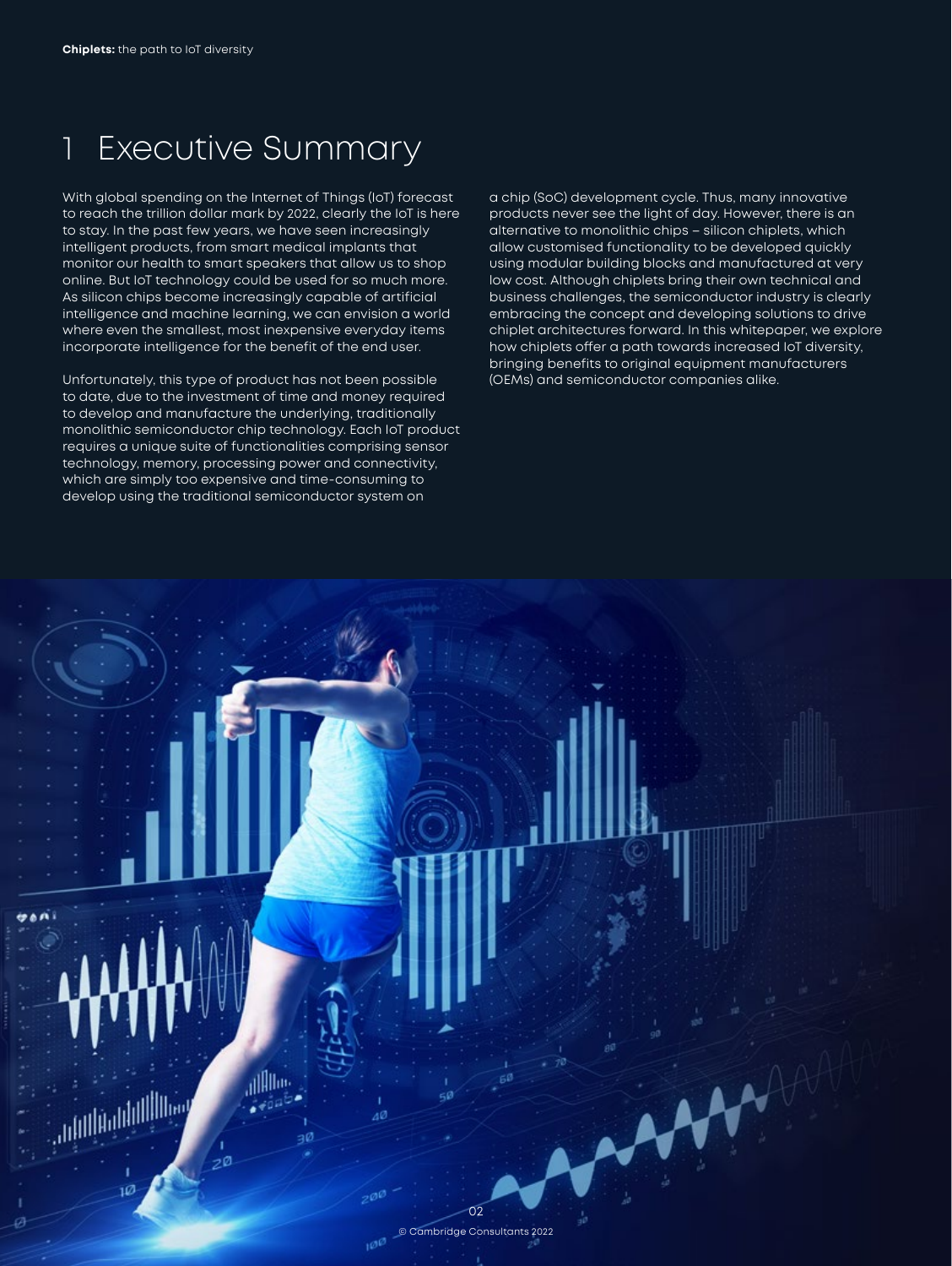# 1 Executive Summary

With global spending on the Internet of Things (IoT) forecast to reach the trillion dollar mark by 2022, clearly the IoT is here to stay. In the past few years, we have seen increasingly intelligent products, from smart medical implants that monitor our health to smart speakers that allow us to shop online. But IoT technology could be used for so much more. As silicon chips become increasingly capable of artificial intelligence and machine learning, we can envision a world where even the smallest, most inexpensive everyday items incorporate intelligence for the benefit of the end user.

Unfortunately, this type of product has not been possible to date, due to the investment of time and money required to develop and manufacture the underlying, traditionally monolithic semiconductor chip technology. Each IoT product requires a unique suite of functionalities comprising sensor technology, memory, processing power and connectivity, which are simply too expensive and time-consuming to develop using the traditional semiconductor system on a chip (SoC) development cycle. Thus, many innovative products never see the light of day. However, there is an alternative to monolithic chips – silicon chiplets, which allow customised functionality to be developed quickly using modular building blocks and manufactured at very low cost. Although chiplets bring their own technical and business challenges, the semiconductor industry is clearly embracing the concept and developing solutions to drive chiplet architectures forward. In this whitepaper, we explore how chiplets offer a path towards increased IoT diversity, bringing benefits to original equipment manufacturers (OEMs) and semiconductor companies alike.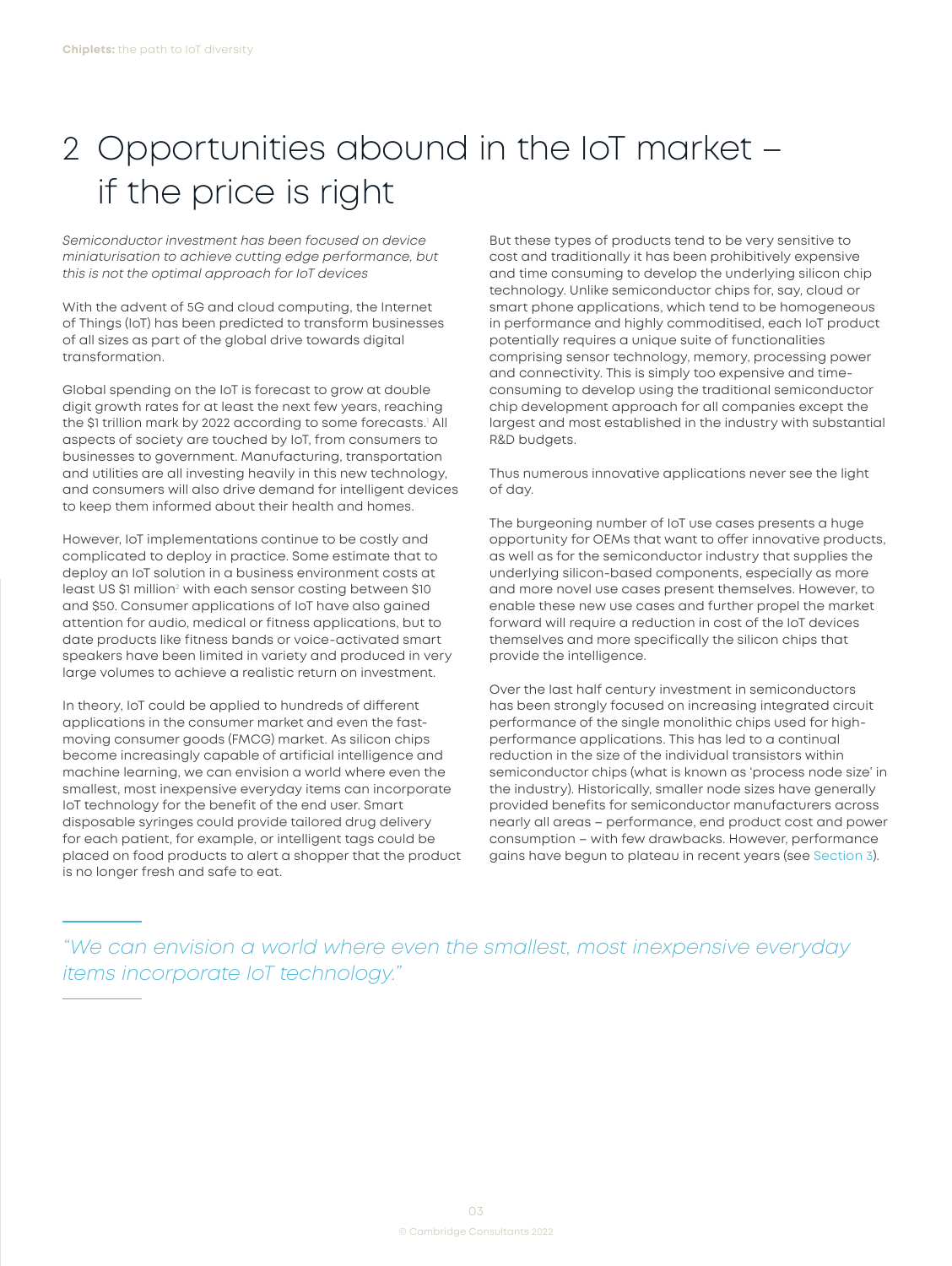# 2 Opportunities abound in the IoT market – if the price is right

*Semiconductor investment has been focused on device miniaturisation to achieve cutting edge performance, but this is not the optimal approach for IoT devices*

With the advent of 5G and cloud computing, the Internet of Things (IoT) has been predicted to transform businesses of all sizes as part of the global drive towards digital transformation.

Global spending on the IoT is forecast to grow at double digit growth rates for at least the next few years, reaching the $1 trillion mark by 2022 according to some forecasts.[1] All aspects of society are touched by IoT, from consumers to businesses to government. Manufacturing, transportation and utilities are all investing heavily in this new technology, and consumers will also drive demand for intelligent devices to keep them informed about their health and homes.

However, IoT implementations continue to be costly and complicated to deploy in practice. Some estimate that to deploy an IoT solution in a business environment costs at least US $1 million[2] with each sensor costing between $10 and $50. Consumer applications of IoT have also gained attention for audio, medical or fitness applications, but to date products like fitness bands or voice-activated smart speakers have been limited in variety and produced in very large volumes to achieve a realistic return on investment.

In theory, IoT could be applied to hundreds of different applications in the consumer market and even the fast-moving consumer goods (FMCG) market. As silicon chips become increasingly capable of artificial intelligence and machine learning, we can envision a world where even the smallest, most inexpensive everyday items can incorporate IoT technology for the benefit of the end user. Smart disposable syringes could provide tailored drug delivery for each patient, for example, or intelligent tags could be placed on food products to alert a shopper that the product is no longer fresh and safe to eat.

But these types of products tend to be very sensitive to cost and traditionally it has been prohibitively expensive and time consuming to develop the underlying silicon chip technology. Unlike semiconductor chips for, say, cloud or smart phone applications, which tend to be homogeneous in performance and highly commoditised, each IoT product potentially requires a unique suite of functionalities comprising sensor technology, memory, processing power and connectivity. This is simply too expensive and time-consuming to develop using the traditional semiconductor chip development approach for all companies except the largest and most established in the industry with substantial R&D budgets.

Thus numerous innovative applications never see the light of day.

The burgeoning number of IoT use cases presents a huge opportunity for OEMs that want to offer innovative products, as well as for the semiconductor industry that supplies the underlying silicon-based components, especially as more and more novel use cases present themselves. However, to enable these new use cases and further propel the market forward will require a reduction in cost of the IoT devices themselves and more specifically the silicon chips that provide the intelligence.

Over the last half century investment in semiconductors has been strongly focused on increasing integrated circuit performance of the single monolithic chips used for high-performance applications. This has led to a continual reduction in the size of the individual transistors within semiconductor chips (what is known as 'process node size' in the industry). Historically, smaller node sizes have generally provided benefits for semiconductor manufacturers across nearly all areas – performance, end product cost and power consumption – with few drawbacks. However, performance gains have begun to plateau in recent years (see Section 3).

*"We can envision a world where even the smallest, most inexpensive everyday items incorporate IoT technology."*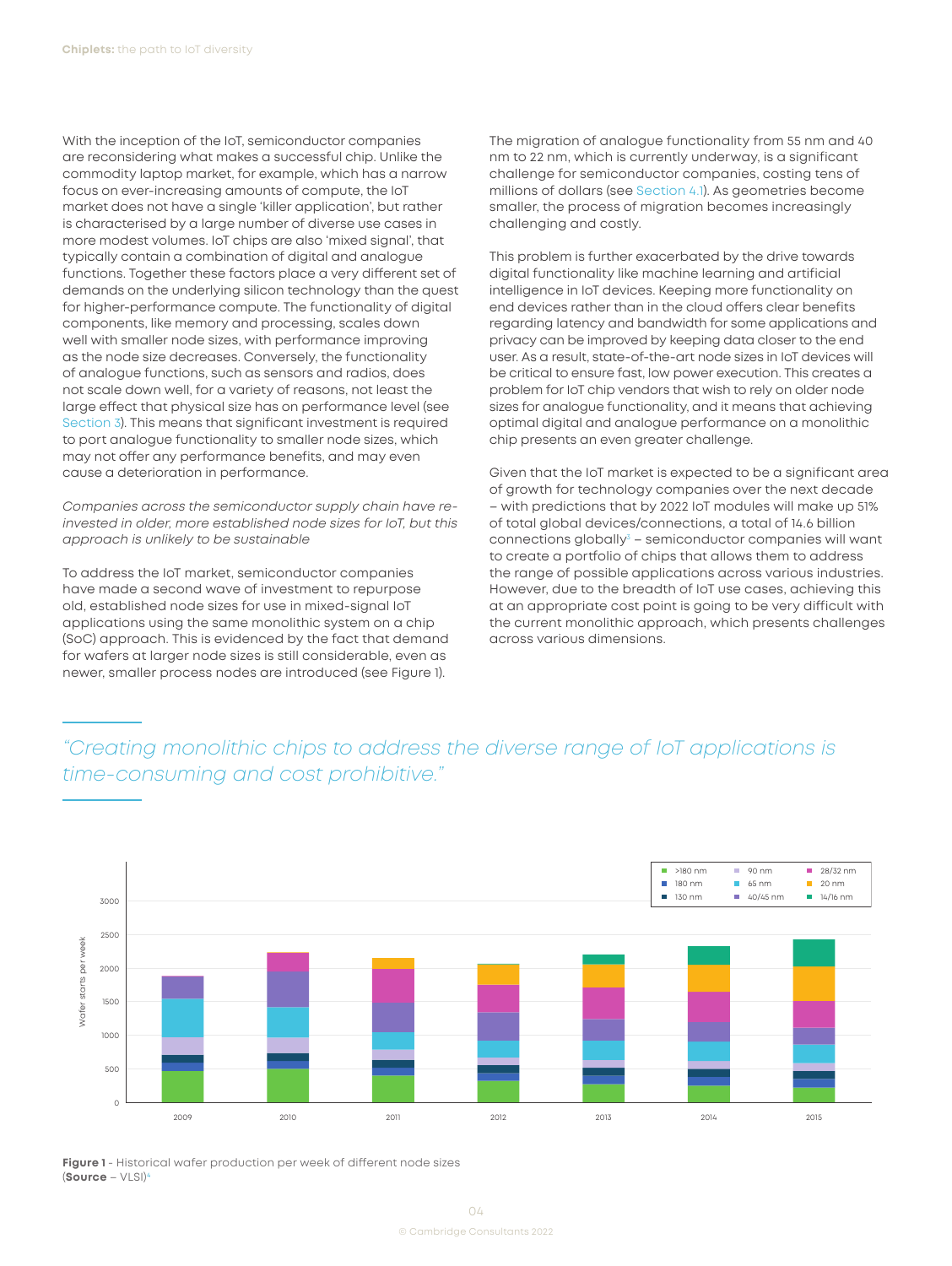With the inception of the IoT, semiconductor companies are reconsidering what makes a successful chip. Unlike the commodity laptop market, for example, which has a narrow focus on ever-increasing amounts of compute, the IoT market does not have a single 'killer application', but rather is characterised by a large number of diverse use cases in more modest volumes. IoT chips are also 'mixed signal', that typically contain a combination of digital and analogue functions. Together these factors place a very different set of demands on the underlying silicon technology than the quest for higher-performance compute. The functionality of digital components, like memory and processing, scales down well with smaller node sizes, with performance improving as the node size decreases. Conversely, the functionality of analogue functions, such as sensors and radios, does not scale down well, for a variety of reasons, not least the large effect that physical size has on performance level (see Section 3). This means that significant investment is required to port analogue functionality to smaller node sizes, which may not offer any performance benefits, and may even cause a deterioration in performance.

*Companies across the semiconductor supply chain have re-invested in older, more established node sizes for IoT, but this approach is unlikely to be sustainable*

To address the IoT market, semiconductor companies have made a second wave of investment to repurpose old, established node sizes for use in mixed-signal IoT applications using the same monolithic system on a chip (SoC) approach. This is evidenced by the fact that demand for wafers at larger node sizes is still considerable, even as newer, smaller process nodes are introduced (see Figure 1).

The migration of analogue functionality from 55 nm and 40 nm to 22 nm, which is currently underway, is a significant challenge for semiconductor companies, costing tens of millions of dollars (see Section 4.1). As geometries become smaller, the process of migration becomes increasingly challenging and costly.

This problem is further exacerbated by the drive towards digital functionality like machine learning and artificial intelligence in IoT devices. Keeping more functionality on end devices rather than in the cloud offers clear benefits regarding latency and bandwidth for some applications and privacy can be improved by keeping data closer to the end user. As a result, state-of-the-art node sizes in IoT devices will be critical to ensure fast, low power execution. This creates a problem for IoT chip vendors that wish to rely on older node sizes for analogue functionality, and it means that achieving optimal digital and analogue performance on a monolithic chip presents an even greater challenge.

Given that the IoT market is expected to be a significant area of growth for technology companies over the next decade – with predictions that by 2022 IoT modules will make up 51% of total global devices/connections, a total of 14.6 billion connections globally[3] – semiconductor companies will want to create a portfolio of chips that allows them to address the range of possible applications across various industries. However, due to the breadth of IoT use cases, achieving this at an appropriate cost point is going to be very difficult with the current monolithic approach, which presents challenges across various dimensions.

*"Creating monolithic chips to address the diverse range of IoT applications is time-consuming and cost prohibitive."*

**Figure 1** - Historical wafer production per week of different node sizes (**Source** – VLSI)[4]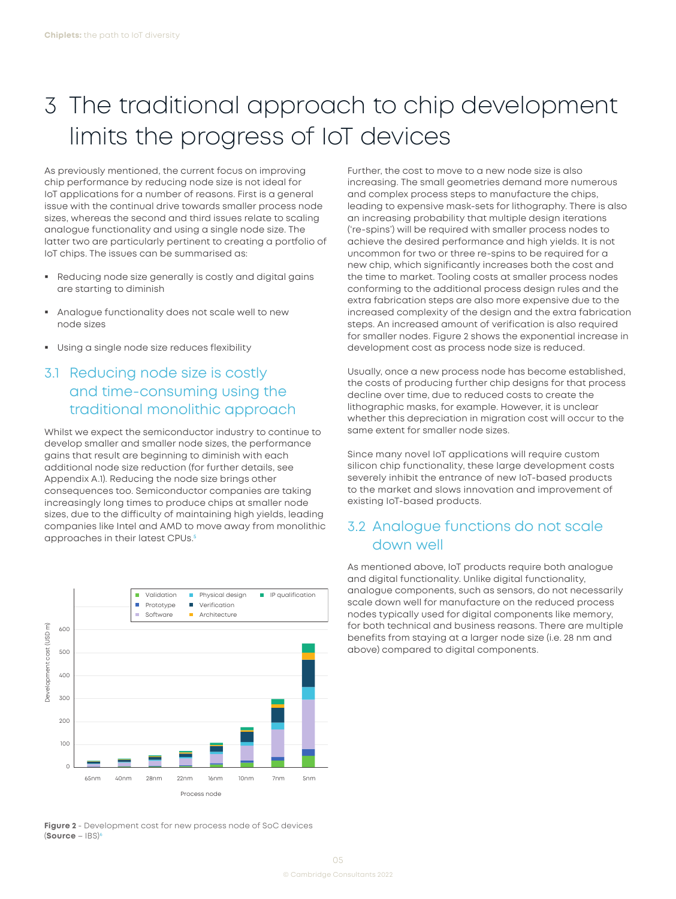# 3 The traditional approach to chip development limits the progress of IoT devices

As previously mentioned, the current focus on improving chip performance by reducing node size is not ideal for IoT applications for a number of reasons. First is a general issue with the continual drive towards smaller process node sizes, whereas the second and third issues relate to scaling analogue functionality and using a single node size. The latter two are particularly pertinent to creating a portfolio of IoT chips. The issues can be summarised as:

- Reducing node size generally is costly and digital gains are starting to diminish
- Analogue functionality does not scale well to new node sizes
- Using a single node size reduces flexibility

## 3.1 Reducing node size is costly and time-consuming using the traditional monolithic approach

Whilst we expect the semiconductor industry to continue to develop smaller and smaller node sizes, the performance gains that result are beginning to diminish with each additional node size reduction (for further details, see Appendix A.1). Reducing the node size brings other consequences too. Semiconductor companies are taking increasingly long times to produce chips at smaller node sizes, due to the difficulty of maintaining high yields, leading companies like Intel and AMD to move away from monolithic approaches in their latest CPUs.[5]

Figure 2 - Development cost for new process node of SoC devices (**Source** – IBS)[6]

Further, the cost to move to a new node size is also increasing. The small geometries demand more numerous and complex process steps to manufacture the chips, leading to expensive mask-sets for lithography. There is also an increasing probability that multiple design iterations ('re-spins') will be required with smaller process nodes to achieve the desired performance and high yields. It is not uncommon for two or three re-spins to be required for a new chip, which significantly increases both the cost and the time to market. Tooling costs at smaller process nodes conforming to the additional process design rules and the extra fabrication steps are also more expensive due to the increased complexity of the design and the extra fabrication steps. An increased amount of verification is also required for smaller nodes. Figure 2 shows the exponential increase in development cost as process node size is reduced.

Usually, once a new process node has become established, the costs of producing further chip designs for that process decline over time, due to reduced costs to create the lithographic masks, for example. However, it is unclear whether this depreciation in migration cost will occur to the same extent for smaller node sizes.

Since many novel IoT applications will require custom silicon chip functionality, these large development costs severely inhibit the entrance of new IoT-based products to the market and slows innovation and improvement of existing IoT-based products.

## 3.2 Analogue functions do not scale down well

As mentioned above, IoT products require both analogue and digital functionality. Unlike digital functionality, analogue components, such as sensors, do not necessarily scale down well for manufacture on the reduced process nodes typically used for digital components like memory, for both technical and business reasons. There are multiple benefits from staying at a larger node size (i.e. 28 nm and above) compared to digital components.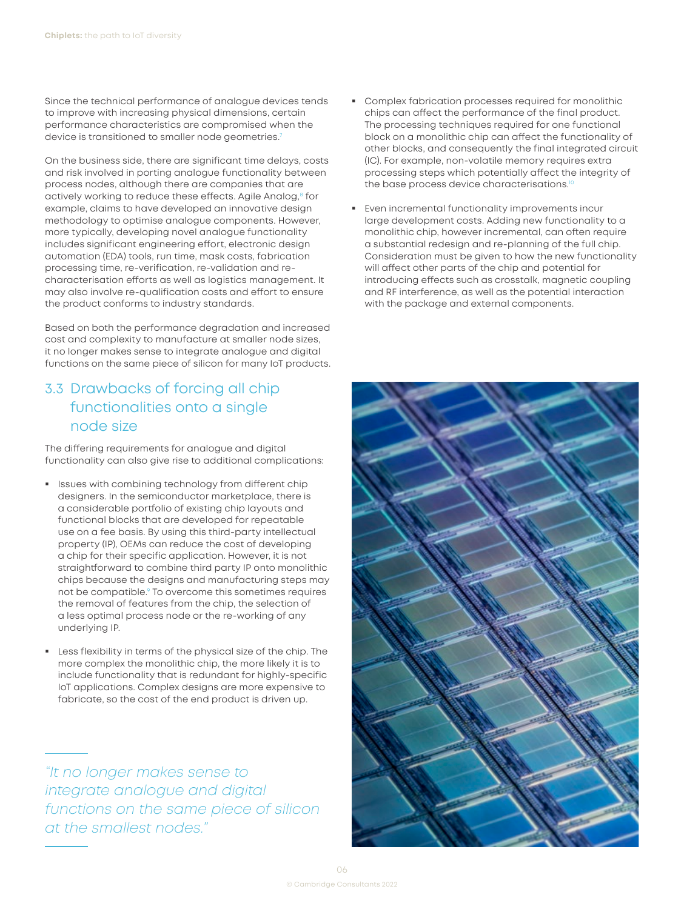Since the technical performance of analogue devices tends to improve with increasing physical dimensions, certain performance characteristics are compromised when the device is transitioned to smaller node geometries.[7]

On the business side, there are significant time delays, costs and risk involved in porting analogue functionality between process nodes, although there are companies that are actively working to reduce these effects. Agile Analog,[8] for example, claims to have developed an innovative design methodology to optimise analogue components. However, more typically, developing novel analogue functionality includes significant engineering effort, electronic design automation (EDA) tools, run time, mask costs, fabrication processing time, re-verification, re-validation and re-characterisation efforts as well as logistics management. It may also involve re-qualification costs and effort to ensure the product conforms to industry standards.

Based on both the performance degradation and increased cost and complexity to manufacture at smaller node sizes, it no longer makes sense to integrate analogue and digital functions on the same piece of silicon for many IoT products.

## 3.3 Drawbacks of forcing all chip functionalities onto a single node size

The differing requirements for analogue and digital functionality can also give rise to additional complications:

- Issues with combining technology from different chip designers. In the semiconductor marketplace, there is a considerable portfolio of existing chip layouts and functional blocks that are developed for repeatable use on a fee basis. By using this third-party intellectual property (IP), OEMs can reduce the cost of developing a chip for their specific application. However, it is not straightforward to combine third party IP onto monolithic chips because the designs and manufacturing steps may not be compatible.[9] To overcome this sometimes requires the removal of features from the chip, the selection of a less optimal process node or the re-working of any underlying IP.
- Less flexibility in terms of the physical size of the chip. The more complex the monolithic chip, the more likely it is to include functionality that is redundant for highly-specific IoT applications. Complex designs are more expensive to fabricate, so the cost of the end product is driven up.

*"It no longer makes sense to integrate analogue and digital functions on the same piece of silicon at the smallest nodes."*

- Complex fabrication processes required for monolithic chips can affect the performance of the final product. The processing techniques required for one functional block on a monolithic chip can affect the functionality of other blocks, and consequently the final integrated circuit (IC). For example, non-volatile memory requires extra processing steps which potentially affect the integrity of the base process device characterisations.[10]
- Even incremental functionality improvements incur large development costs. Adding new functionality to a monolithic chip, however incremental, can often require a substantial redesign and re-planning of the full chip. Consideration must be given to how the new functionality will affect other parts of the chip and potential for introducing effects such as crosstalk, magnetic coupling and RF interference, as well as the potential interaction with the package and external components.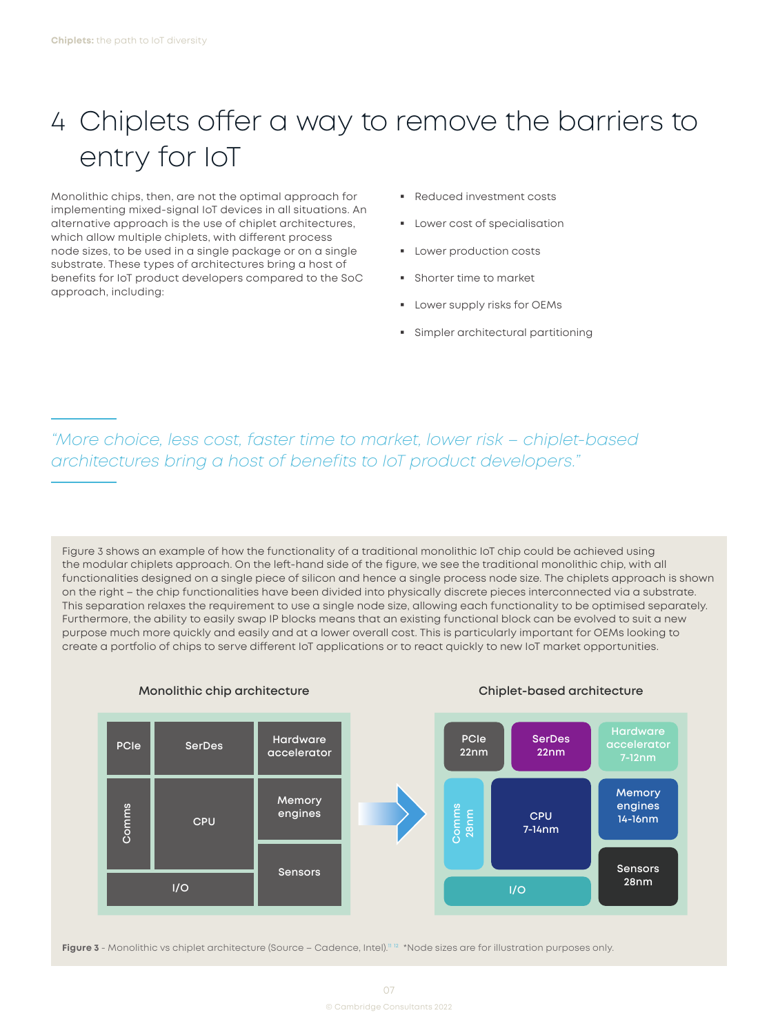# 4 Chiplets offer a way to remove the barriers to entry for IoT

Monolithic chips, then, are not the optimal approach for implementing mixed-signal IoT devices in all situations. An alternative approach is the use of chiplet architectures, which allow multiple chiplets, with different process node sizes, to be used in a single package or on a single substrate. These types of architectures bring a host of benefits for IoT product developers compared to the SoC approach, including:

- Reduced investment costs
- Lower cost of specialisation
- Lower production costs
- Shorter time to market
- Lower supply risks for OEMs
- Simpler architectural partitioning

*"More choice, less cost, faster time to market, lower risk – chiplet-based architectures bring a host of benefits to IoT product developers."*

Figure 3 shows an example of how the functionality of a traditional monolithic IoT chip could be achieved using the modular chiplets approach. On the left-hand side of the figure, we see the traditional monolithic chip, with all functionalities designed on a single piece of silicon and hence a single process node size. The chiplets approach is shown on the right – the chip functionalities have been divided into physically discrete pieces interconnected via a substrate. This separation relaxes the requirement to use a single node size, allowing each functionality to be optimised separately. Furthermore, the ability to easily swap IP blocks means that an existing functional block can be evolved to suit a new purpose much more quickly and easily and at a lower overall cost. This is particularly important for OEMs looking to create a portfolio of chips to serve different IoT applications or to react quickly to new IoT market opportunities.

**Monolithic chip architecture**

PCIe | SerDes | Hardware accelerator | Comms | CPU | Memory engines | Sensors | I/O

**Chiplet-based architecture**

PCIe 22nm | SerDes 22nm | Hardware accelerator 7-12nm | Comms 28nm | CPU 7-14nm | Memory engines 14-16nm | Sensors 28nm | I/O

**Figure 3** - Monolithic vs chiplet architecture (Source – Cadence, Intel).[11, 12] *Node sizes are for illustration purposes only.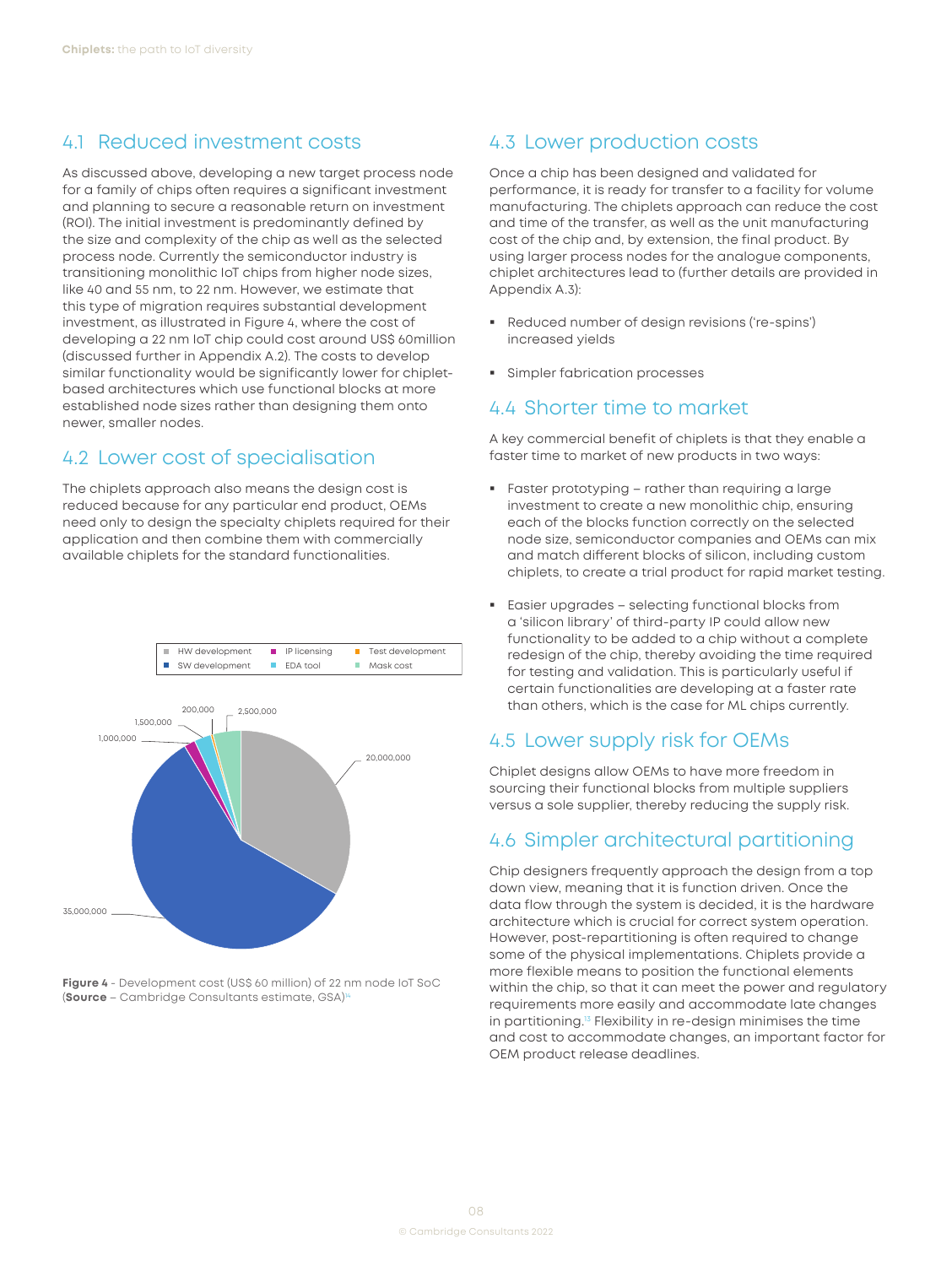## 4.1 Reduced investment costs

As discussed above, developing a new target process node for a family of chips often requires a significant investment and planning to secure a reasonable return on investment (ROI). The initial investment is predominantly defined by the size and complexity of the chip as well as the selected process node. Currently the semiconductor industry is transitioning monolithic IoT chips from higher node sizes, like 40 and 55 nm, to 22 nm. However, we estimate that this type of migration requires substantial development investment, as illustrated in Figure 4, where the cost of developing a 22 nm IoT chip could cost around US$ 60million (discussed further in Appendix A.2). The costs to develop similar functionality would be significantly lower for chiplet-based architectures which use functional blocks at more established node sizes rather than designing them onto newer, smaller nodes.

## 4.2 Lower cost of specialisation

The chiplets approach also means the design cost is reduced because for any particular end product, OEMs need only to design the specialty chiplets required for their application and then combine them with commercially available chiplets for the standard functionalities.

| Category | Cost (US$) |
|---|---|
| HW development | 20,000,000 |
| SW development | 35,000,000 |
| IP licensing | 1,000,000 |
| EDA tool | 1,500,000 |
| Test development | 200,000 |
| Mask cost | 2,500,000 |

**Figure 4** - Development cost (US$ 60 million) of 22 nm node IoT SoC (**Source** – Cambridge Consultants estimate, GSA)[14]

## 4.3 Lower production costs

Once a chip has been designed and validated for performance, it is ready for transfer to a facility for volume manufacturing. The chiplets approach can reduce the cost and time of the transfer, as well as the unit manufacturing cost of the chip and, by extension, the final product. By using larger process nodes for the analogue components, chiplet architectures lead to (further details are provided in Appendix A.3):

- Reduced number of design revisions ('re-spins') increased yields
- Simpler fabrication processes

## 4.4 Shorter time to market

A key commercial benefit of chiplets is that they enable a faster time to market of new products in two ways:

- Faster prototyping – rather than requiring a large investment to create a new monolithic chip, ensuring each of the blocks function correctly on the selected node size, semiconductor companies and OEMs can mix and match different blocks of silicon, including custom chiplets, to create a trial product for rapid market testing.
- Easier upgrades – selecting functional blocks from a 'silicon library' of third-party IP could allow new functionality to be added to a chip without a complete redesign of the chip, thereby avoiding the time required for testing and validation. This is particularly useful if certain functionalities are developing at a faster rate than others, which is the case for ML chips currently.

## 4.5 Lower supply risk for OEMs

Chiplet designs allow OEMs to have more freedom in sourcing their functional blocks from multiple suppliers versus a sole supplier, thereby reducing the supply risk.

## 4.6 Simpler architectural partitioning

Chip designers frequently approach the design from a top down view, meaning that it is function driven. Once the data flow through the system is decided, it is the hardware architecture which is crucial for correct system operation. However, post-repartitioning is often required to change some of the physical implementations. Chiplets provide a more flexible means to position the functional elements within the chip, so that it can meet the power and regulatory requirements more easily and accommodate late changes in partitioning.[15] Flexibility in re-design minimises the time and cost to accommodate changes, an important factor for OEM product release deadlines.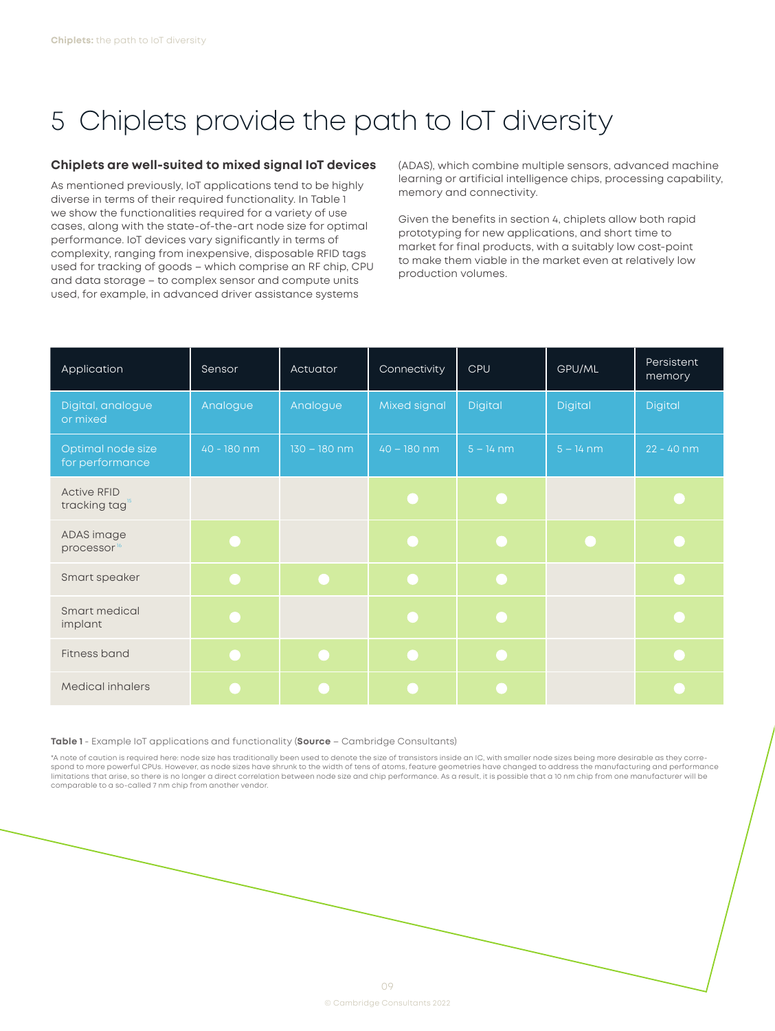# 5 Chiplets provide the path to IoT diversity

### Chiplets are well-suited to mixed signal IoT devices

As mentioned previously, IoT applications tend to be highly diverse in terms of their required functionality. In Table 1 we show the functionalities required for a variety of use cases, along with the state-of-the-art node size for optimal performance. IoT devices vary significantly in terms of complexity, ranging from inexpensive, disposable RFID tags used for tracking of goods – which comprise an RF chip, CPU and data storage – to complex sensor and compute units used, for example, in advanced driver assistance systems (ADAS), which combine multiple sensors, advanced machine learning or artificial intelligence chips, processing capability, memory and connectivity.

Given the benefits in section 4, chiplets allow both rapid prototyping for new applications, and short time to market for final products, with a suitably low cost-point to make them viable in the market even at relatively low production volumes.

| Application | Sensor | Actuator | Connectivity | CPU | GPU/ML | Persistent memory |
|---|---|---|---|---|---|---|
| Digital, analogue or mixed | Analogue | Analogue | Mixed signal | Digital | Digital | Digital |
| Optimal node size for performance | 40 - 180 nm | 130 – 180 nm | 40 – 180 nm | 5 – 14 nm | 5 – 14 nm | 22 - 40 nm |
| Active RFID tracking tag[15] | | | ● | ● | | ● |
| ADAS image processor[16] | ● | | ● | ● | ● | ● |
| Smart speaker | ● | ● | ● | ● | | ● |
| Smart medical implant | ● | | ● | ● | | ● |
| Fitness band | ● | ● | ● | ● | | ● |
| Medical inhalers | ● | ● | ● | ● | | ● |

**Table 1** - Example IoT applications and functionality (**Source** – Cambridge Consultants)

*A note of caution is required here: node size has traditionally been used to denote the size of transistors inside an IC, with smaller node sizes being more desirable as they correspond to more powerful CPUs. However, as node sizes have shrunk to the width of tens of atoms, feature geometries have changed to address the manufacturing and performance limitations that arise, so there is no longer a direct correlation between node size and chip performance. As a result, it is possible that a 10 nm chip from one manufacturer will be comparable to a so-called 7 nm chip from another vendor.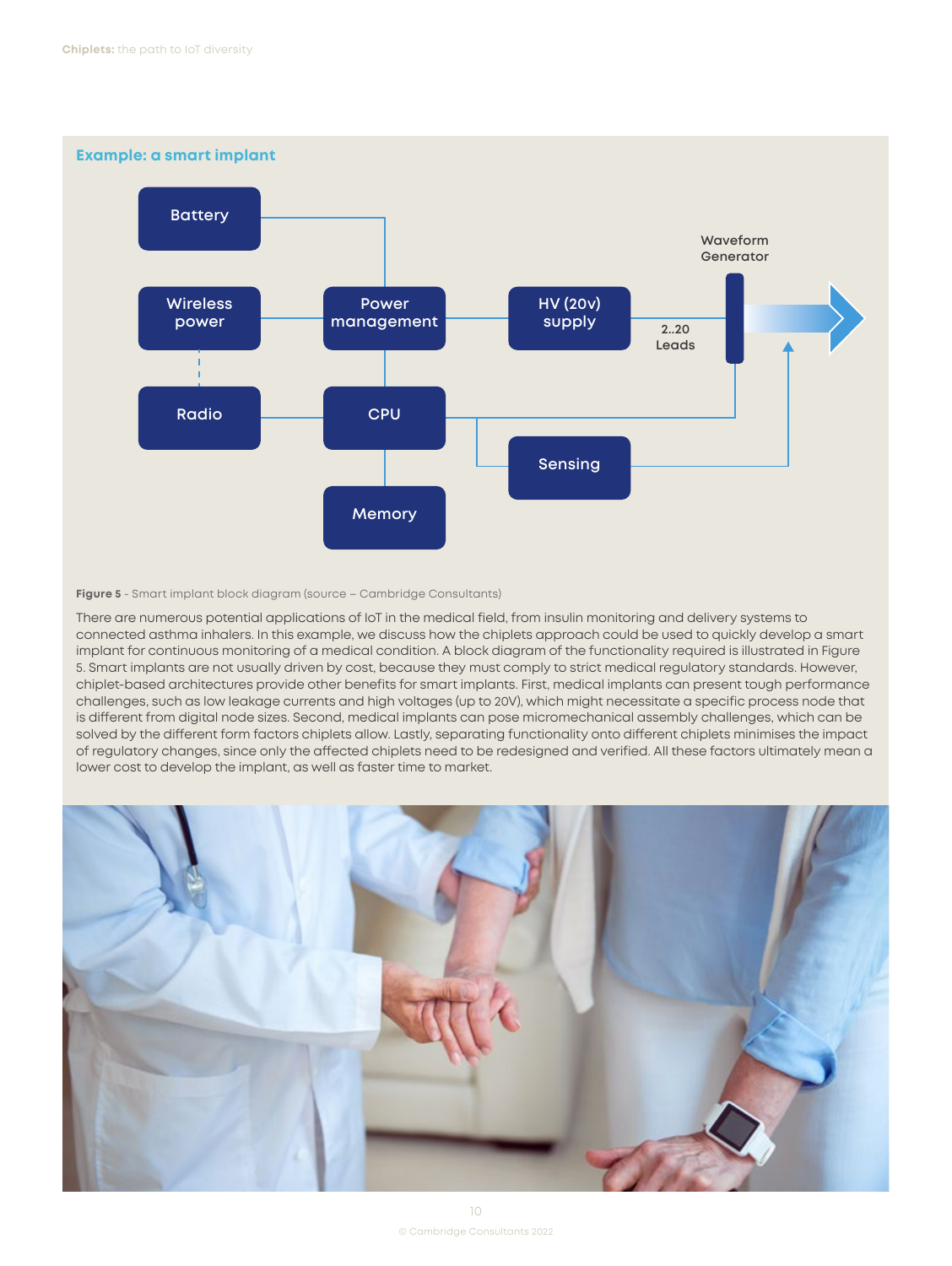## Example: a smart implant

Figure 5 - Smart implant block diagram (source – Cambridge Consultants)

There are numerous potential applications of IoT in the medical field, from insulin monitoring and delivery systems to connected asthma inhalers. In this example, we discuss how the chiplets approach could be used to quickly develop a smart implant for continuous monitoring of a medical condition. A block diagram of the functionality required is illustrated in Figure 5. Smart implants are not usually driven by cost, because they must comply to strict medical regulatory standards. However, chiplet-based architectures provide other benefits for smart implants. First, medical implants can present tough performance challenges, such as low leakage currents and high voltages (up to 20V), which might necessitate a specific process node that is different from digital node sizes. Second, medical implants can pose micromechanical assembly challenges, which can be solved by the different form factors chiplets allow. Lastly, separating functionality onto different chiplets minimises the impact of regulatory changes, since only the affected chiplets need to be redesigned and verified. All these factors ultimately mean a lower cost to develop the implant, as well as faster time to market.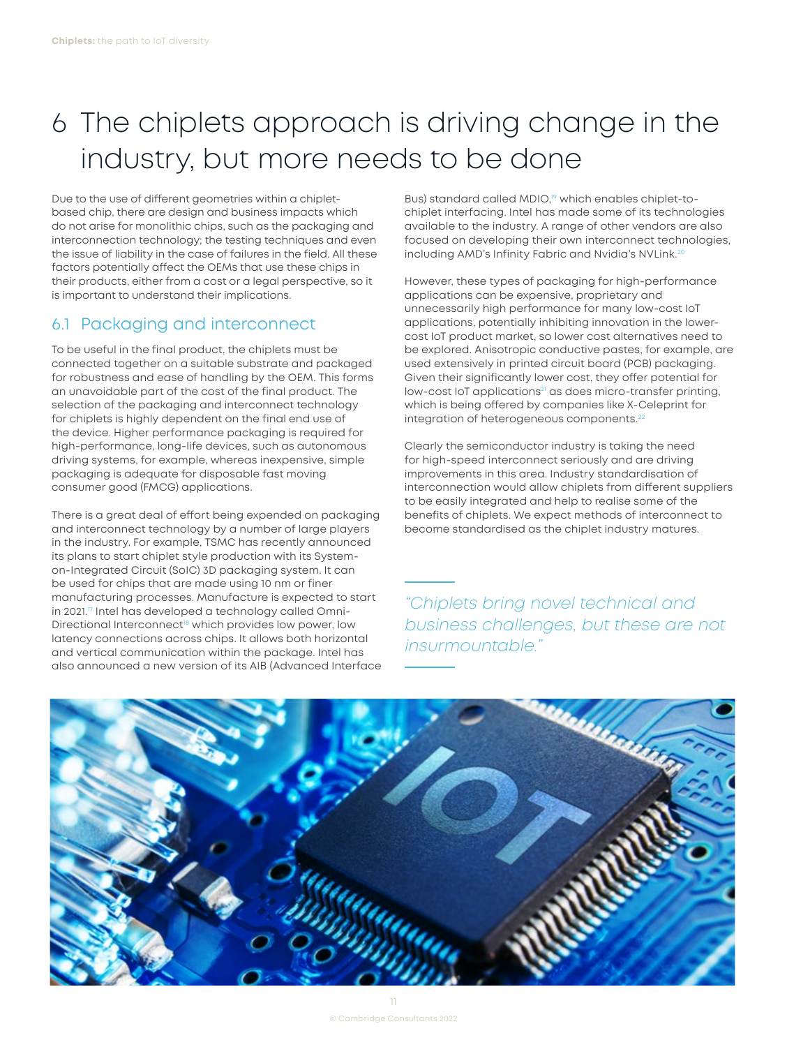# 6 The chiplets approach is driving change in the industry, but more needs to be done

Due to the use of different geometries within a chiplet-based chip, there are design and business impacts which do not arise for monolithic chips, such as the packaging and interconnection technology; the testing techniques and even the issue of liability in the case of failures in the field. All these factors potentially affect the OEMs that use these chips in their products, either from a cost or a legal perspective, so it is important to understand their implications.

## 6.1 Packaging and interconnect

To be useful in the final product, the chiplets must be connected together on a suitable substrate and packaged for robustness and ease of handling by the OEM. This forms an unavoidable part of the cost of the final product. The selection of the packaging and interconnect technology for chiplets is highly dependent on the final end use of the device. Higher performance packaging is required for high-performance, long-life devices, such as autonomous driving systems, for example, whereas inexpensive, simple packaging is adequate for disposable fast moving consumer good (FMCG) applications.

There is a great deal of effort being expended on packaging and interconnect technology by a number of large players in the industry. For example, TSMC has recently announced its plans to start chiplet style production with its System-on-Integrated Circuit (SoIC) 3D packaging system. It can be used for chips that are made using 10 nm or finer manufacturing processes. Manufacture is expected to start in 2021.[17] Intel has developed a technology called Omni-Directional Interconnect[18] which provides low power, low latency connections across chips. It allows both horizontal and vertical communication within the package. Intel has also announced a new version of its AIB (Advanced Interface Bus) standard called MDIO,[19] which enables chiplet-to-chiplet interfacing. Intel has made some of its technologies available to the industry. A range of other vendors are also focused on developing their own interconnect technologies, including AMD's Infinity Fabric and Nvidia's NVLink.[20]

However, these types of packaging for high-performance applications can be expensive, proprietary and unnecessarily high performance for many low-cost IoT applications, potentially inhibiting innovation in the lower-cost IoT product market, so lower cost alternatives need to be explored. Anisotropic conductive pastes, for example, are used extensively in printed circuit board (PCB) packaging. Given their significantly lower cost, they offer potential for low-cost IoT applications[21] as does micro-transfer printing, which is being offered by companies like X-Celeprint for integration of heterogeneous components.[22]

Clearly the semiconductor industry is taking the need for high-speed interconnect seriously and are driving improvements in this area. Industry standardisation of interconnection would allow chiplets from different suppliers to be easily integrated and help to realise some of the benefits of chiplets. We expect methods of interconnect to become standardised as the chiplet industry matures.

*"Chiplets bring novel technical and business challenges, but these are not insurmountable."*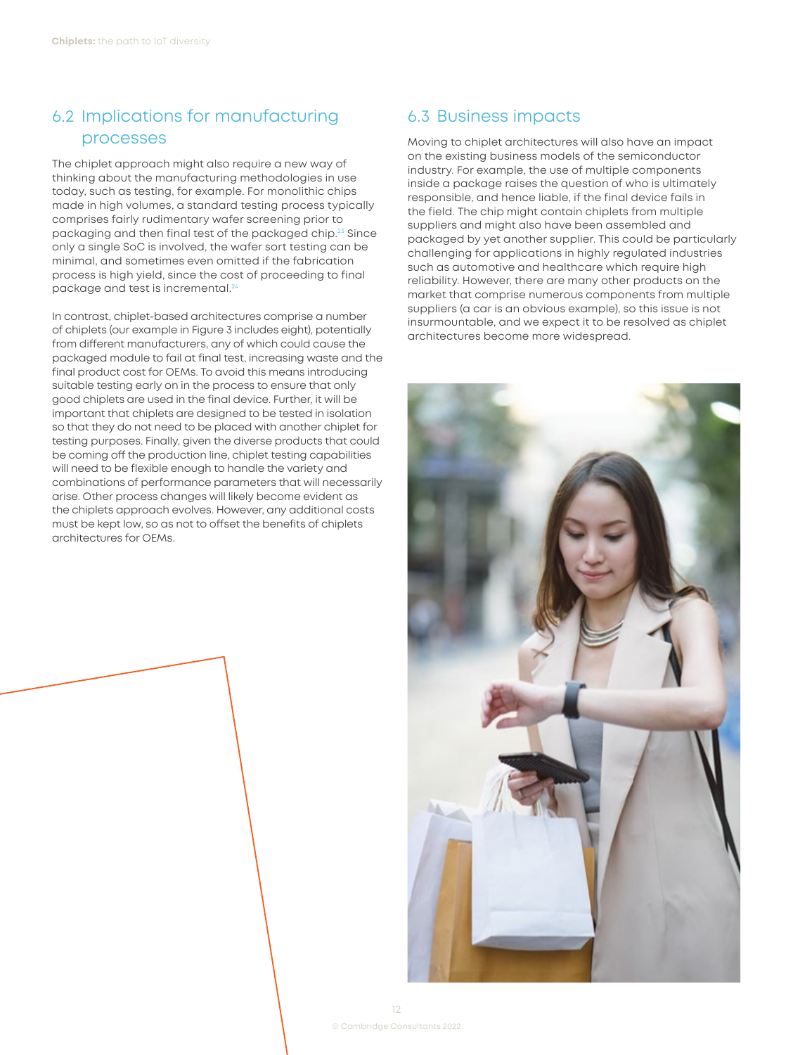## 6.2 Implications for manufacturing processes

The chiplet approach might also require a new way of thinking about the manufacturing methodologies in use today, such as testing, for example. For monolithic chips made in high volumes, a standard testing process typically comprises fairly rudimentary wafer screening prior to packaging and then final test of the packaged chip.[23] Since only a single SoC is involved, the wafer sort testing can be minimal, and sometimes even omitted if the fabrication process is high yield, since the cost of proceeding to final package and test is incremental.[24]

In contrast, chiplet-based architectures comprise a number of chiplets (our example in Figure 3 includes eight), potentially from different manufacturers, any of which could cause the packaged module to fail at final test, increasing waste and the final product cost for OEMs. To avoid this means introducing suitable testing early on in the process to ensure that only good chiplets are used in the final device. Further, it will be important that chiplets are designed to be tested in isolation so that they do not need to be placed with another chiplet for testing purposes. Finally, given the diverse products that could be coming off the production line, chiplet testing capabilities will need to be flexible enough to handle the variety and combinations of performance parameters that will necessarily arise. Other process changes will likely become evident as the chiplets approach evolves. However, any additional costs must be kept low, so as not to offset the benefits of chiplets architectures for OEMs.

## 6.3 Business impacts

Moving to chiplet architectures will also have an impact on the existing business models of the semiconductor industry. For example, the use of multiple components inside a package raises the question of who is ultimately responsible, and hence liable, if the final device fails in the field. The chip might contain chiplets from multiple suppliers and might also have been assembled and packaged by yet another supplier. This could be particularly challenging for applications in highly regulated industries such as automotive and healthcare which require high reliability. However, there are many other products on the market that comprise numerous components from multiple suppliers (a car is an obvious example), so this issue is not insurmountable, and we expect it to be resolved as chiplet architectures become more widespread.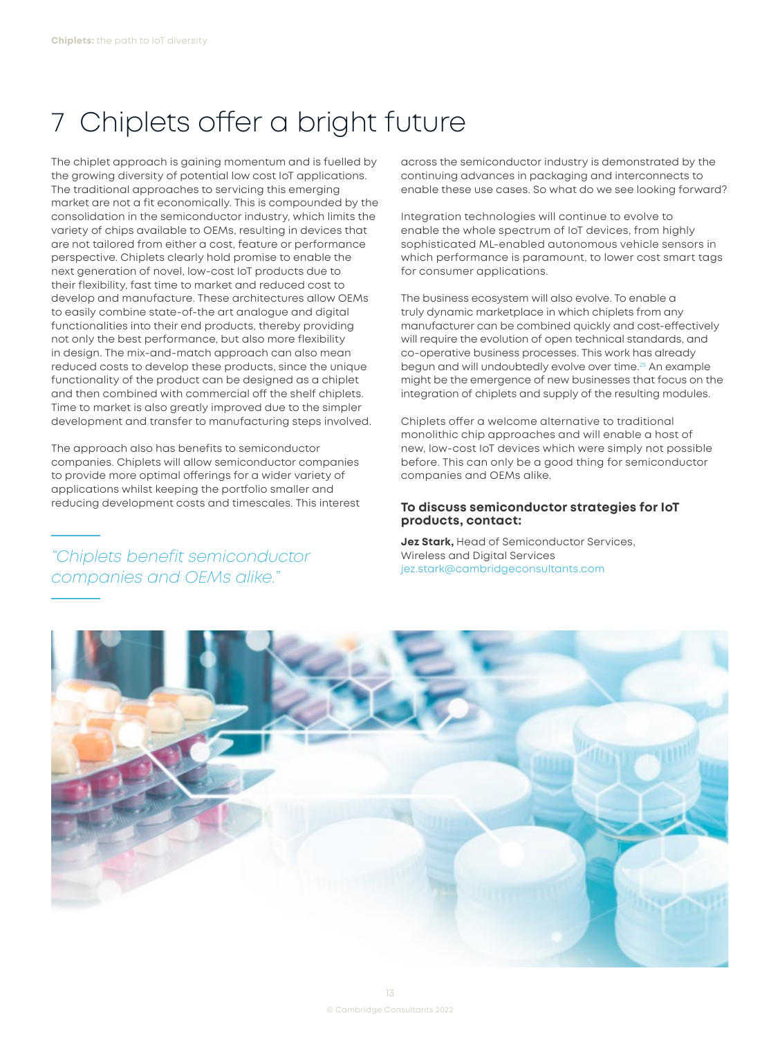# 7 Chiplets offer a bright future

The chiplet approach is gaining momentum and is fuelled by the growing diversity of potential low cost IoT applications. The traditional approaches to servicing this emerging market are not a fit economically. This is compounded by the consolidation in the semiconductor industry, which limits the variety of chips available to OEMs, resulting in devices that are not tailored from either a cost, feature or performance perspective. Chiplets clearly hold promise to enable the next generation of novel, low-cost IoT products due to their flexibility, fast time to market and reduced cost to develop and manufacture. These architectures allow OEMs to easily combine state-of-the art analogue and digital functionalities into their end products, thereby providing not only the best performance, but also more flexibility in design. The mix-and-match approach can also mean reduced costs to develop these products, since the unique functionality of the product can be designed as a chiplet and then combined with commercial off the shelf chiplets. Time to market is also greatly improved due to the simpler development and transfer to manufacturing steps involved.

The approach also has benefits to semiconductor companies. Chiplets will allow semiconductor companies to provide more optimal offerings for a wider variety of applications whilst keeping the portfolio smaller and reducing development costs and timescales. This interest across the semiconductor industry is demonstrated by the continuing advances in packaging and interconnects to enable these use cases. So what do we see looking forward?

*"Chiplets benefit semiconductor companies and OEMs alike."*

Integration technologies will continue to evolve to enable the whole spectrum of IoT devices, from highly sophisticated ML-enabled autonomous vehicle sensors in which performance is paramount, to lower cost smart tags for consumer applications.

The business ecosystem will also evolve. To enable a truly dynamic marketplace in which chiplets from any manufacturer can be combined quickly and cost-effectively will require the evolution of open technical standards, and co-operative business processes. This work has already begun and will undoubtedly evolve over time.[25] An example might be the emergence of new businesses that focus on the integration of chiplets and supply of the resulting modules.

Chiplets offer a welcome alternative to traditional monolithic chip approaches and will enable a host of new, low-cost IoT devices which were simply not possible before. This can only be a good thing for semiconductor companies and OEMs alike.

### To discuss semiconductor strategies for IoT products, contact:

**Jez Stark,** Head of Semiconductor Services, Wireless and Digital Services
jez.stark@cambridgeconsultants.com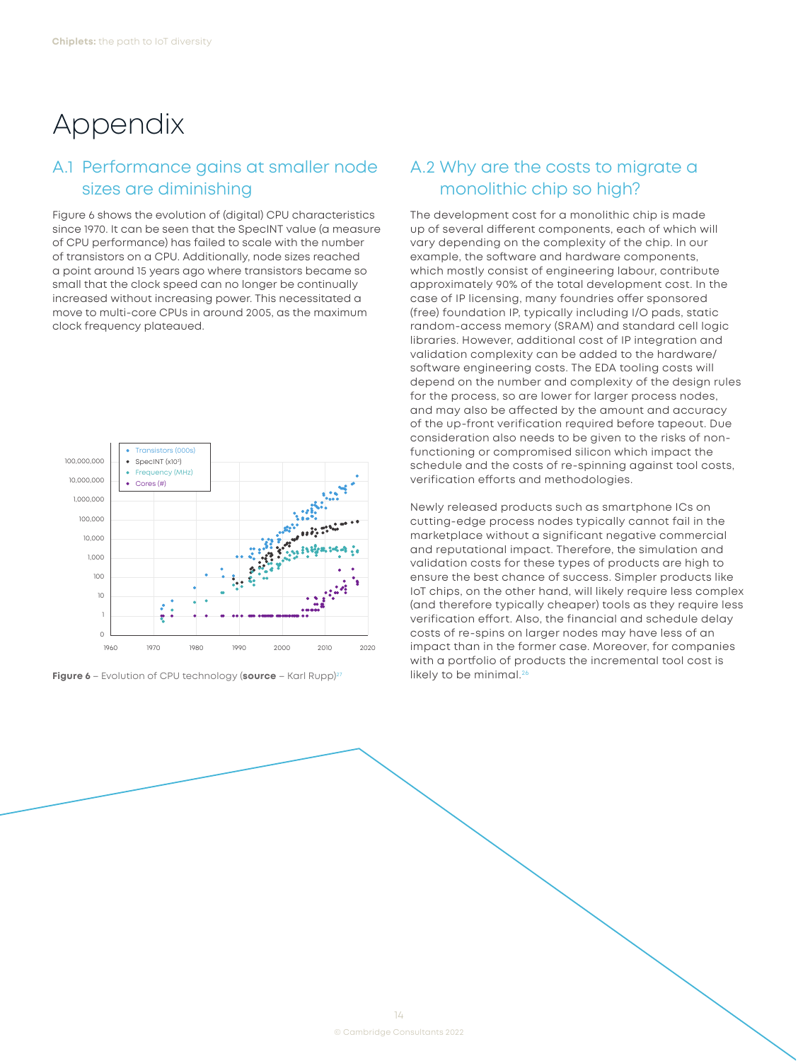# Appendix

## A.1 Performance gains at smaller node sizes are diminishing

Figure 6 shows the evolution of (digital) CPU characteristics since 1970. It can be seen that the SpecINT value (a measure of CPU performance) has failed to scale with the number of transistors on a CPU. Additionally, node sizes reached a point around 15 years ago where transistors became so small that the clock speed can no longer be continually increased without increasing power. This necessitated a move to multi-core CPUs in around 2005, as the maximum clock frequency plateaued.

**Figure 6** – Evolution of CPU technology (**source** – Karl Rupp)[27]

## A.2 Why are the costs to migrate a monolithic chip so high?

The development cost for a monolithic chip is made up of several different components, each of which will vary depending on the complexity of the chip. In our example, the software and hardware components, which mostly consist of engineering labour, contribute approximately 90% of the total development cost. In the case of IP licensing, many foundries offer sponsored (free) foundation IP, typically including I/O pads, static random-access memory (SRAM) and standard cell logic libraries. However, additional cost of IP integration and validation complexity can be added to the hardware/software engineering costs. The EDA tooling costs will depend on the number and complexity of the design rules for the process, so are lower for larger process nodes, and may also be affected by the amount and accuracy of the up-front verification required before tapeout. Due consideration also needs to be given to the risks of non-functioning or compromised silicon which impact the schedule and the costs of re-spinning against tool costs, verification efforts and methodologies.

Newly released products such as smartphone ICs on cutting-edge process nodes typically cannot fail in the marketplace without a significant negative commercial and reputational impact. Therefore, the simulation and validation costs for these types of products are high to ensure the best chance of success. Simpler products like IoT chips, on the other hand, will likely require less complex (and therefore typically cheaper) tools as they require less verification effort. Also, the financial and schedule delay costs of re-spins on larger nodes may have less of an impact than in the former case. Moreover, for companies with a portfolio of products the incremental tool cost is likely to be minimal.[26]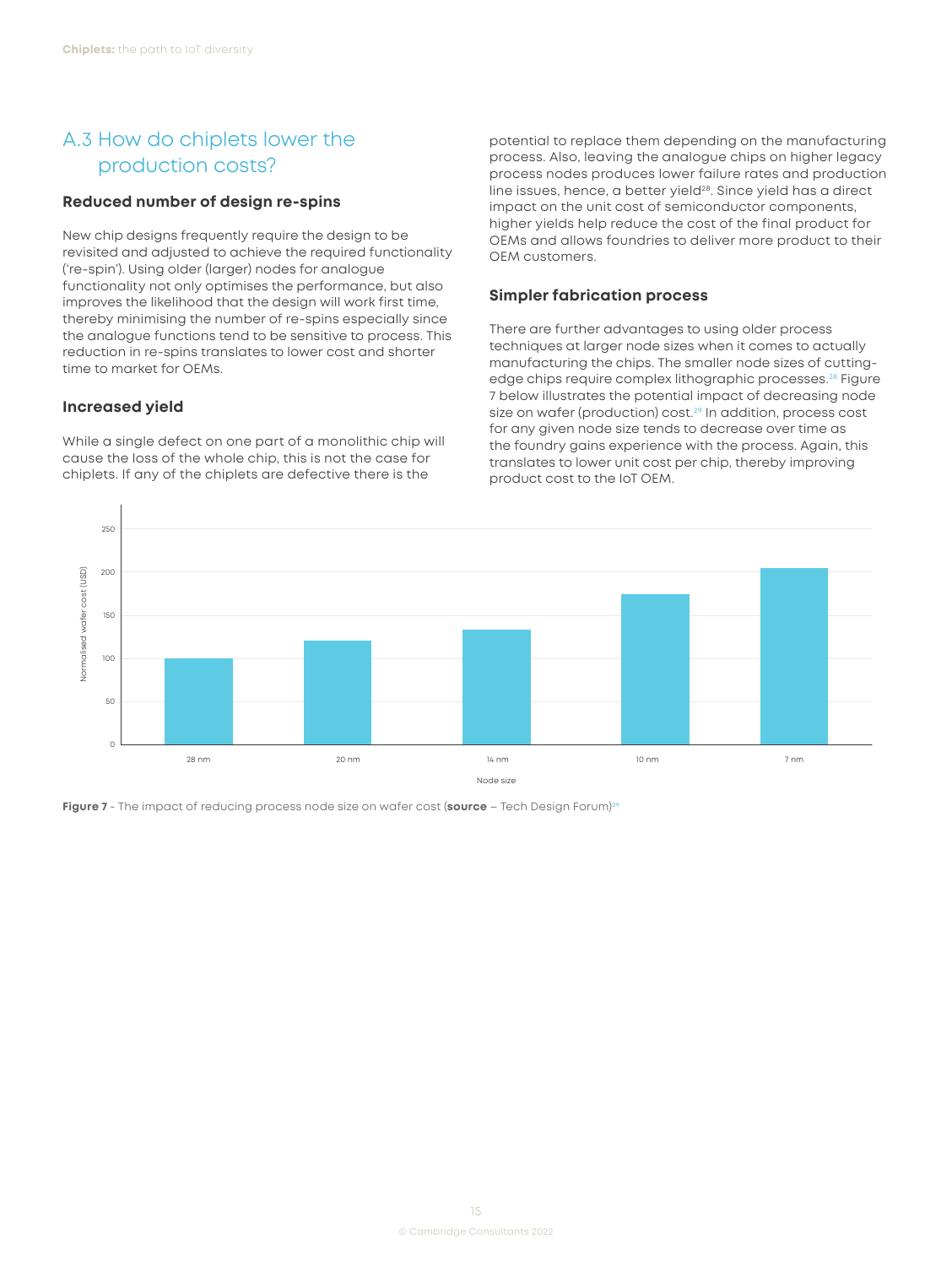## A.3 How do chiplets lower the production costs?

### Reduced number of design re-spins

New chip designs frequently require the design to be revisited and adjusted to achieve the required functionality ('re-spin'). Using older (larger) nodes for analogue functionality not only optimises the performance, but also improves the likelihood that the design will work first time, thereby minimising the number of re-spins especially since the analogue functions tend to be sensitive to process. This reduction in re-spins translates to lower cost and shorter time to market for OEMs.

### Increased yield

While a single defect on one part of a monolithic chip will cause the loss of the whole chip, this is not the case for chiplets. If any of the chiplets are defective there is the potential to replace them depending on the manufacturing process. Also, leaving the analogue chips on higher legacy process nodes produces lower failure rates and production line issues, hence, a better yield[28]. Since yield has a direct impact on the unit cost of semiconductor components, higher yields help reduce the cost of the final product for OEMs and allows foundries to deliver more product to their OEM customers.

### Simpler fabrication process

There are further advantages to using older process techniques at larger node sizes when it comes to actually manufacturing the chips. The smaller node sizes of cutting-edge chips require complex lithographic processes.[28] Figure 7 below illustrates the potential impact of decreasing node size on wafer (production) cost.[29] In addition, process cost for any given node size tends to decrease over time as the foundry gains experience with the process. Again, this translates to lower unit cost per chip, thereby improving product cost to the IoT OEM.

| Node size | Normalised wafer cost (USD) |
| --- | --- |
| 28 nm | ~100 |
| 20 nm | ~120 |
| 14 nm | ~133 |
| 10 nm | ~174 |
| 7 nm | ~204 |

**Figure 7** - The impact of reducing process node size on wafer cost (**source** – Tech Design Forum)[29]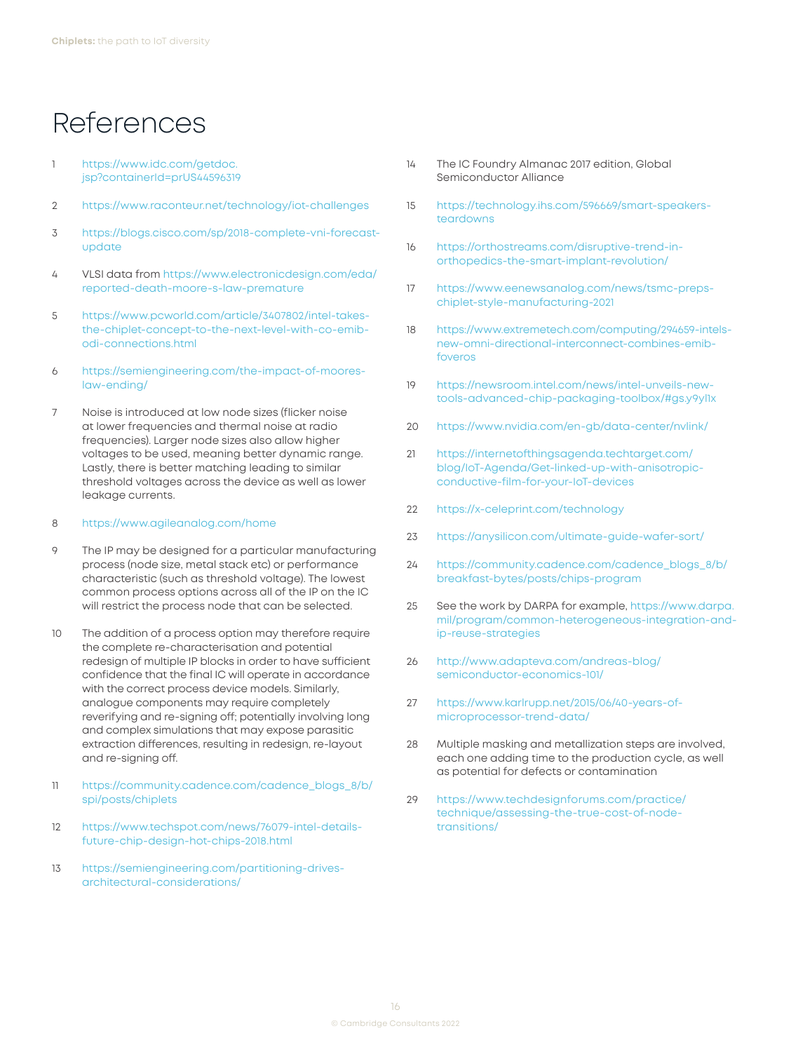# References

1. https://www.idc.com/getdoc.jsp?containerId=prUS44596319

2. https://www.raconteur.net/technology/iot-challenges

3. https://blogs.cisco.com/sp/2018-complete-vni-forecast-update

4. VLSI data from https://www.electronicdesign.com/eda/reported-death-moore-s-law-premature

5. https://www.pcworld.com/article/3407802/intel-takes-the-chiplet-concept-to-the-next-level-with-co-emib-odi-connections.html

6. https://semiengineering.com/the-impact-of-moores-law-ending/

7. Noise is introduced at low node sizes (flicker noise at lower frequencies and thermal noise at radio frequencies). Larger node sizes also allow higher voltages to be used, meaning better dynamic range. Lastly, there is better matching leading to similar threshold voltages across the device as well as lower leakage currents.

8. https://www.agileanalog.com/home

9. The IP may be designed for a particular manufacturing process (node size, metal stack etc) or performance characteristic (such as threshold voltage). The lowest common process options across all of the IP on the IC will restrict the process node that can be selected.

10. The addition of a process option may therefore require the complete re-characterisation and potential redesign of multiple IP blocks in order to have sufficient confidence that the final IC will operate in accordance with the correct process device models. Similarly, analogue components may require completely reverifying and re-signing off; potentially involving long and complex simulations that may expose parasitic extraction differences, resulting in redesign, re-layout and re-signing off.

11. https://community.cadence.com/cadence_blogs_8/b/spi/posts/chiplets

12. https://www.techspot.com/news/76079-intel-details-future-chip-design-hot-chips-2018.html

13. https://semiengineering.com/partitioning-drives-architectural-considerations/

14. The IC Foundry Almanac 2017 edition, Global Semiconductor Alliance

15. https://technology.ihs.com/596669/smart-speakers-teardowns

16. https://orthostreams.com/disruptive-trend-in-orthopedics-the-smart-implant-revolution/

17. https://www.eenewsanalog.com/news/tsmc-preps-chiplet-style-manufacturing-2021

18. https://www.extremetech.com/computing/294659-intels-new-omni-directional-interconnect-combines-emib-foveros

19. https://newsroom.intel.com/news/intel-unveils-new-tools-advanced-chip-packaging-toolbox/#gs.y9yl1x

20. https://www.nvidia.com/en-gb/data-center/nvlink/

21. https://internetofthingsagenda.techtarget.com/blog/IoT-Agenda/Get-linked-up-with-anisotropic-conductive-film-for-your-IoT-devices

22. https://x-celeprint.com/technology

23. https://anysilicon.com/ultimate-guide-wafer-sort/

24. https://community.cadence.com/cadence_blogs_8/b/breakfast-bytes/posts/chips-program

25. See the work by DARPA for example, https://www.darpa.mil/program/common-heterogeneous-integration-and-ip-reuse-strategies

26. http://www.adapteva.com/andreas-blog/semiconductor-economics-101/

27. https://www.karlrupp.net/2015/06/40-years-of-microprocessor-trend-data/

28. Multiple masking and metallization steps are involved, each one adding time to the production cycle, as well as potential for defects or contamination

29. https://www.techdesignforums.com/practice/technique/assessing-the-true-cost-of-node-transitions/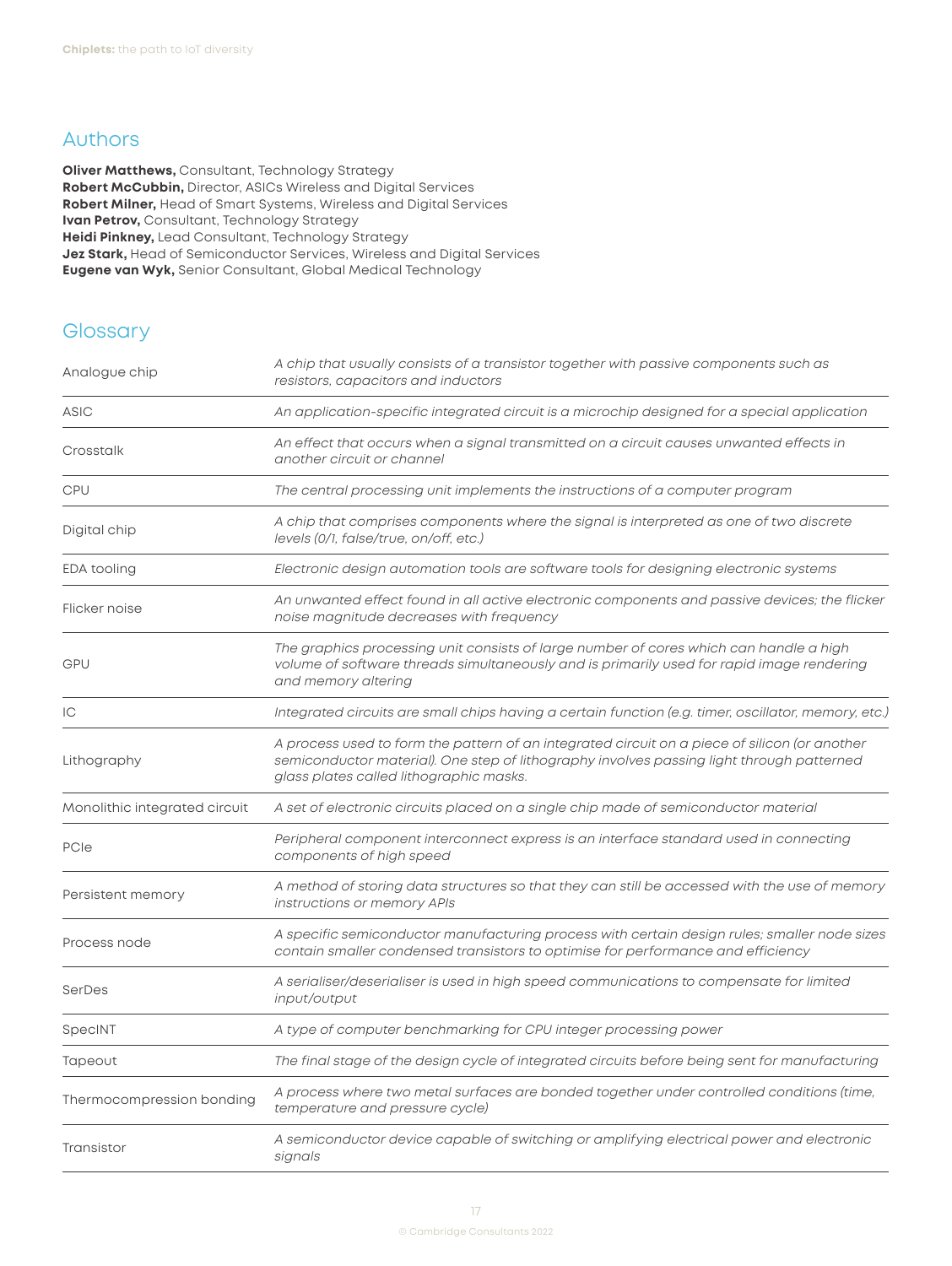## Authors

**Oliver Matthews,** Consultant, Technology Strategy
**Robert McCubbin,** Director, ASICs Wireless and Digital Services
**Robert Milner,** Head of Smart Systems, Wireless and Digital Services
**Ivan Petrov,** Consultant, Technology Strategy
**Heidi Pinkney,** Lead Consultant, Technology Strategy
**Jez Stark,** Head of Semiconductor Services, Wireless and Digital Services
**Eugene van Wyk,** Senior Consultant, Global Medical Technology

## Glossary

| Term | Definition |
|---|---|
| Analogue chip | *A chip that usually consists of a transistor together with passive components such as resistors, capacitors and inductors* |
| ASIC | *An application-specific integrated circuit is a microchip designed for a special application* |
| Crosstalk | *An effect that occurs when a signal transmitted on a circuit causes unwanted effects in another circuit or channel* |
| CPU | *The central processing unit implements the instructions of a computer program* |
| Digital chip | *A chip that comprises components where the signal is interpreted as one of two discrete levels (0/1, false/true, on/off, etc.)* |
| EDA tooling | *Electronic design automation tools are software tools for designing electronic systems* |
| Flicker noise | *An unwanted effect found in all active electronic components and passive devices; the flicker noise magnitude decreases with frequency* |
| GPU | *The graphics processing unit consists of large number of cores which can handle a high volume of software threads simultaneously and is primarily used for rapid image rendering and memory altering* |
| IC | *Integrated circuits are small chips having a certain function (e.g. timer, oscillator, memory, etc.)* |
| Lithography | *A process used to form the pattern of an integrated circuit on a piece of silicon (or another semiconductor material). One step of lithography involves passing light through patterned glass plates called lithographic masks.* |
| Monolithic integrated circuit | *A set of electronic circuits placed on a single chip made of semiconductor material* |
| PCIe | *Peripheral component interconnect express is an interface standard used in connecting components of high speed* |
| Persistent memory | *A method of storing data structures so that they can still be accessed with the use of memory instructions or memory APIs* |
| Process node | *A specific semiconductor manufacturing process with certain design rules; smaller node sizes contain smaller condensed transistors to optimise for performance and efficiency* |
| SerDes | *A serialiser/deserialiser is used in high speed communications to compensate for limited input/output* |
| SpecINT | *A type of computer benchmarking for CPU integer processing power* |
| Tapeout | *The final stage of the design cycle of integrated circuits before being sent for manufacturing* |
| Thermocompression bonding | *A process where two metal surfaces are bonded together under controlled conditions (time, temperature and pressure cycle)* |
| Transistor | *A semiconductor device capable of switching or amplifying electrical power and electronic signals* |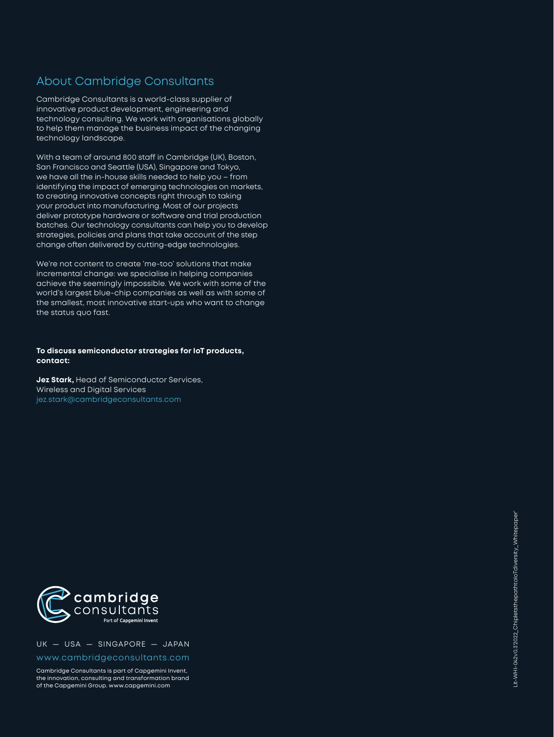## About Cambridge Consultants

Cambridge Consultants is a world-class supplier of innovative product development, engineering and technology consulting. We work with organisations globally to help them manage the business impact of the changing technology landscape.

With a team of around 800 staff in Cambridge (UK), Boston, San Francisco and Seattle (USA), Singapore and Tokyo, we have all the in-house skills needed to help you – from identifying the impact of emerging technologies on markets, to creating innovative concepts right through to taking your product into manufacturing. Most of our projects deliver prototype hardware or software and trial production batches. Our technology consultants can help you to develop strategies, policies and plans that take account of the step change often delivered by cutting-edge technologies.

We're not content to create 'me-too' solutions that make incremental change: we specialise in helping companies achieve the seemingly impossible. We work with some of the world's largest blue-chip companies as well as with some of the smallest, most innovative start-ups who want to change the status quo fast.

**To discuss semiconductor strategies for IoT products, contact:**

**Jez Stark,** Head of Semiconductor Services, Wireless and Digital Services
jez.stark@cambridgeconsultants.com

cambridge consultants
Part of Capgemini Invent

UK — USA — SINGAPORE — JAPAN

www.cambridgeconsultants.com

Cambridge Consultants is part of Capgemini Invent, the innovation, consulting and transformation brand of the Capgemini Group. www.capgemini.com

Lit-WHI-042v0.3'2022_ChipletsthepathtoIoTdiversity_Whitepaper'